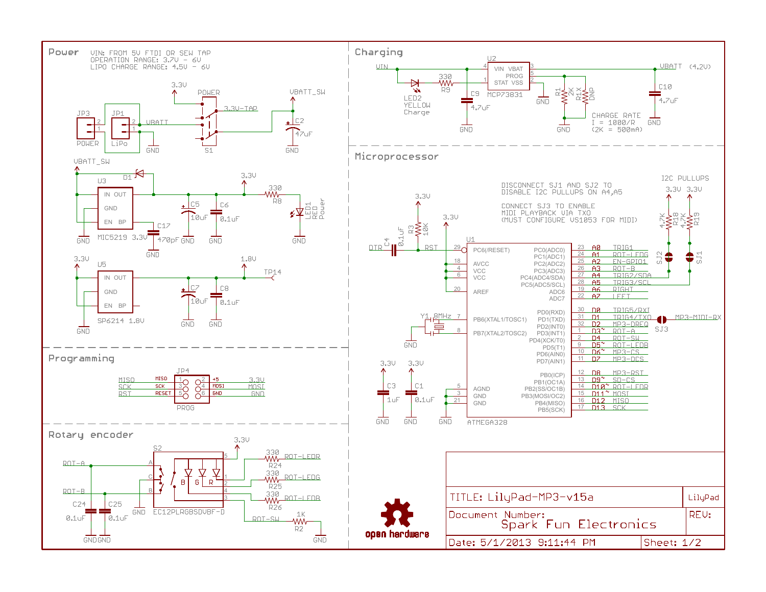## Power

VIN: FROM 5V FTDI OR SEW TAP
OPERATION RANGE: 3.7V - 6V
LIPO CHARGE RANGE: 4.5V - 6V

3.3V, POWER, 3.3V-TAP, VBATT_SW

JP3 POWER, JP1 LiPo, VBATT, GND, S1, C2 47uF, GND

VBATT_SW, D1, U3 MIC5219 3.3V (IN OUT, GND, EN BP), C17 470pF, C5 10uF, C6 0.1uF, 3.3V, R8 330, LED1 RED Power, GND

3.3V, U5 SP6214 1.8V (IN OUT, GND, EN BP), C7 10uF, C8 0.1uF, 1.8V, TP14, GND

## Charging

VIN, LED2 YELLOW Charge, R9 330, C9 4.7uF, U2 MCP73831 (VIN VBAT, PROG, STAT VSS), GND, R1 2K, R1X DNP, C10 4.7uF, VBATT (4.2V)

CHARGE RATE
I = 1000/R
(2K = 500mA)

## Microprocessor

DISCONNECT SJ1 AND SJ2 TO
DISABLE I2C PULLUPS ON A4,A5

CONNECT SJ3 TO ENABLE
MIDI PLAYBACK VIA TXO
(MUST CONFIGURE VS1053 FOR MIDI)

I2C PULLUPS: 3.3V, 3.3V, R18 4.7K, R19 4.7K, SJ2, SJ1

3.3V, R3 10K, DTR, C4 0.1uF, RST, 3.3V

U1 ATMEGA328

| Pin | Function | Net |
|---|---|---|
| 29 | PC6(/RESET) | RST |
| 18 | AVCC | |
| 4 | VCC | |
| 6 | VCC | |
| 20 | AREF | |
| 7 | PB6(XTAL1/TOSC1) | Y1 8MHz |
| 8 | PB7(XTAL2/TOSC2) | Y1 8MHz |
| 5 | AGND | |
| 3 | GND | |
| 21 | GND | |
| 23 | PC0(ADC0) | A0 TRIG1 |
| 24 | PC1(ADC1) | A1 ROT-LEDG |
| 25 | PC2(ADC2) | A2 EN-GPIO1 |
| 26 | PC3(ADC3) | A3 ROT-B |
| 27 | PC4(ADC4/SDA) | A4 TRIG2/SDA |
| 28 | PC5(ADC5/SCL) | A5 TRIG3/SCL |
| 19 | ADC6 | A6 RIGHT |
| 22 | ADC7 | A7 LEFT |
| 30 | PD0(RXD) | D0 TRIG5/RXI |
| 31 | PD1(TXD) | D1 TRIG4/TXO (SJ3 MP3-MIDI-RX) |
| 32 | PD2(INT0) | D2 MP3-DREQ |
| 1 | PD3(INT1) | D3~ ROT-A |
| 2 | PD4(XCK/T0) | D4 ROT-SW |
| 9 | PD5(T1) | D5~ ROT-LEDB |
| 10 | PD6(AIN0) | D6~ MP3-CS |
| 11 | PD7(AIN1) | D7 MP3-DCS |
| 12 | PB0(ICP) | D8 MP3-RST |
| 13 | PB1(OC1A) | D9~ SD-CS |
| 14 | PB2(SS/OC1B) | D10~ ROT-LEDR |
| 15 | PB3(MOSI/OC2) | D11~ MOSI |
| 16 | PB4(MISO) | D12 MISO |
| 17 | PB5(SCK) | D13 SCK |

3.3V, C3 1uF, 3.3V, C1 0.1uF, GND

## Programming

JP4 PROG

| Pin | Signal | Pin | Signal |
|---|---|---|---|
| 1 | MISO | 2 | +5 (3.3V) |
| 3 | SCK | 4 | MOSI |
| 5 | RST (RESET) | 6 | GND |

## Rotary encoder

S2 EC12PLRGBSDVBF-D

ROT-A, ROT-B, C24 0.1uF, C25 0.1uF, GND, 3.3V

R24 330 ROT-LEDR, R25 330 ROT-LEDG, R26 330 ROT-LEDB, ROT-SW, R2 1K, GND

---

TITLE: LilyPad-MP3-v15a — LilyPad

Document Number: Spark Fun Electronics — REV:

Date: 5/1/2013 9:11:44 PM — Sheet: 1/2

open hardware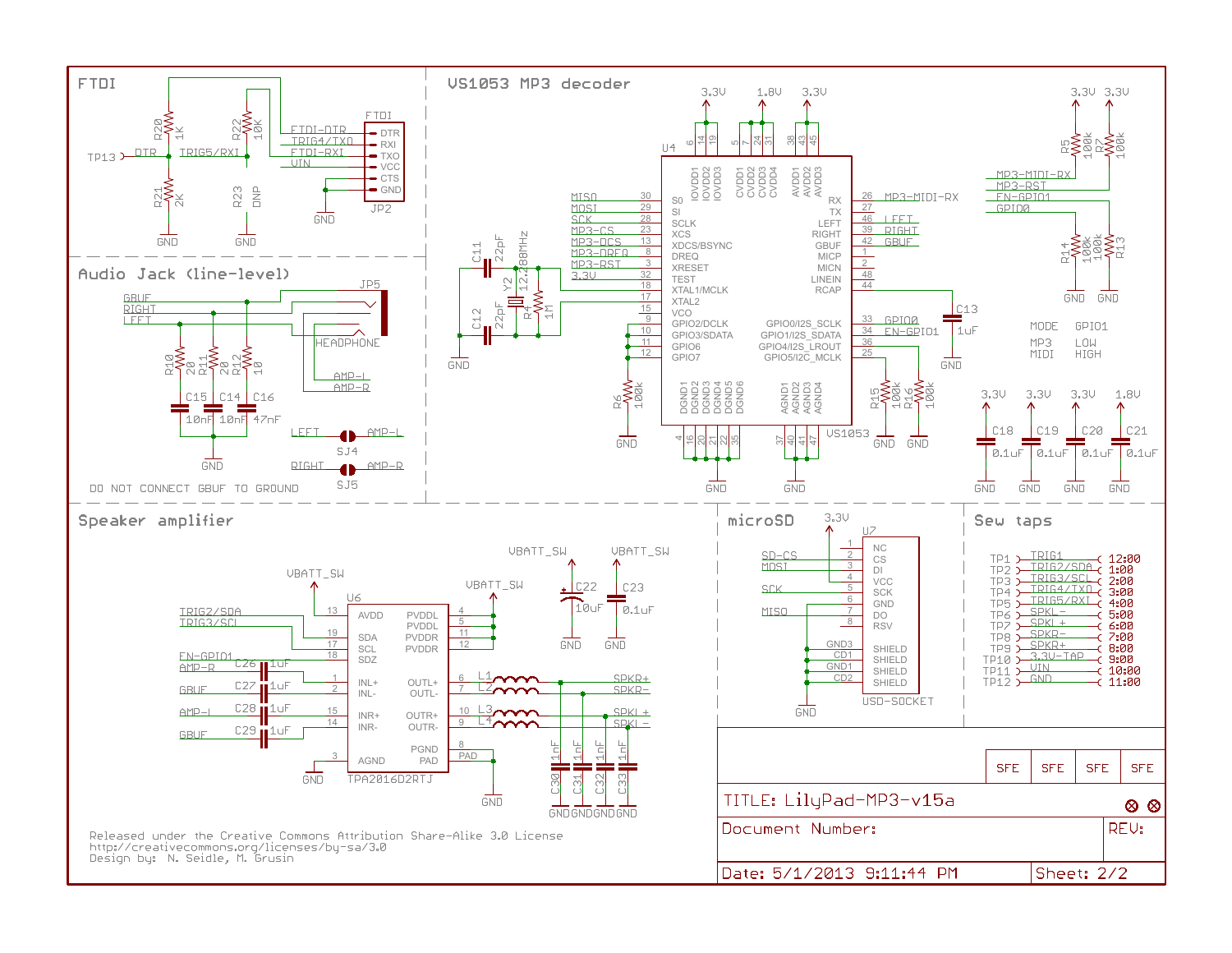## FTDI

TP13 DTR TRIG5/RXI

R20 1K, R22 10K, R21 2K, R23 DNP

FTDI-DTR, TRIG4/TXO, FTDI-RXI, VIN

FTDI JP2: DTR, RXI, TXO, VCC, CTS, GND

GND GND GND

## VS1053 MP3 decoder

3.3V 1.8V 3.3V 3.3V 3.3V

U4 VS1053

MISO 30 SO, MOSI 29 SI, SCK 28 SCLK, MP3-CS 23 XCS, MP3-DCS 13 XDCS/BSYNC, MP3-DREQ 8 DREQ, MP3-RST 3 XRESET, 3.3V 32 TEST, 18 XTAL1/MCLK, 17 XTAL2, 15 VCO, 9 GPIO2/DCLK, 10 GPIO3/SDATA, 11 GPIO6, 12 GPIO7

IOVDD1 IOVDD2 IOVDD3 (6, 14, 19), CVDD1 CVDD2 CVDD3 CVDD4 (5, 7, 24, 31), AVDD1 AVDD2 AVDD3 (38, 43, 45)

RX 26 MP3-MIDI-RX, TX 27, LEFT 46 LEFT, RIGHT 39 RIGHT, GBUF 42 GBUF, MICP 1, MICN 2, LINEIN 48, RCAP 44

GPIO0/I2S_SCLK 33 GPIO0, GPIO1/I2S_SDATA 34 EN-GPIO1, GPIO4/I2S_LROUT 36, GPIO5/I2C_MCLK 25

DGND1 DGND2 DGND3 DGND4 DGND5 DGND6 (4, 16, 20, 21, 22, 35), AGND1 AGND2 AGND3 AGND4 (37, 40, 41, 47)

C11 22pF, C12 22pF, Y2 12.288MHz, R4 1M, R6 100k, C13 1uF, R15 100k, R16 100k

R5 100k, R7 100k, MP3-MIDI-RX, MP3-RST, EN-GPIO1, GPIO0, R14 100k, R13 100k

| MODE | GPIO1 |
|---|---|
| MP3 | LOW |
| MIDI | HIGH |

C18 0.1uF (3.3V), C19 0.1uF (3.3V), C20 0.1uF (3.3V), C21 0.1uF (1.8V)

GND

## Audio Jack (line-level)

GBUF, RIGHT, LEFT, JP5 HEADPHONE, AMP-L, AMP-R

R10 20, R11 20, R12 10, C15 10nF, C14 10nF, C16 47nF

LEFT SJ4 AMP-L

RIGHT SJ5 AMP-R

DO NOT CONNECT GBUF TO GROUND

## Speaker amplifier

VBATT_SW

U6 TPA2016D2RTJ: 13 AVDD, 19 SDA, 17 SCL, 18 SDZ, 1 INL+, 2 INL-, 15 INR+, 14 INR-, 3 AGND, 4 5 PVDDL, 11 12 PVDDR, 6 OUTL+, 7 OUTL-, 10 OUTR+, 9 OUTR-, 8 PGND, PAD

TRIG2/SDA, TRIG3/SCL, EN-GPIO1, AMP-R, GBUF, AMP-L, GBUF

C26 1uF, C27 1uF, C28 1uF, C29 1uF

L1, L2, L3, L4, SPKR+, SPKR-, SPKL+, SPKL-

C22 10uF, C23 0.1uF, C30 1nF, C31 1nF, C32 1nF, C33 1nF

## microSD

3.3V

U7 USD-SOCKET: 1 NC, 2 CS, 3 DI, 4 VCC, 5 SCK, 6 GND, 7 DO, 8 RSV, GND3 SHIELD, CD1 SHIELD, GND1 SHIELD, CD2 SHIELD

SD-CS, MOSI, SCK, MISO

## Sew taps

| | | |
|---|---|---|
| TP1 | TRIG1 | 12:00 |
| TP2 | TRIG2/SDA | 1:00 |
| TP3 | TRIG3/SCL | 2:00 |
| TP4 | TRIG4/TXO | 3:00 |
| TP5 | TRIG5/RXI | 4:00 |
| TP6 | SPKL- | 5:00 |
| TP7 | SPKL+ | 6:00 |
| TP8 | SPKR- | 7:00 |
| TP9 | SPKR+ | 8:00 |
| TP10 | 3.3V-TAP | 9:00 |
| TP11 | VIN | 10:00 |
| TP12 | GND | 11:00 |

Released under the Creative Commons Attribution Share-Alike 3.0 License
http://creativecommons.org/licenses/by-sa/3.0
Design by: N. Seidle, M. Grusin

SFE SFE SFE SFE

TITLE: LilyPad-MP3-v15a

Document Number:

REV:

Date: 5/1/2013 9:11:44 PM

Sheet: 2/2